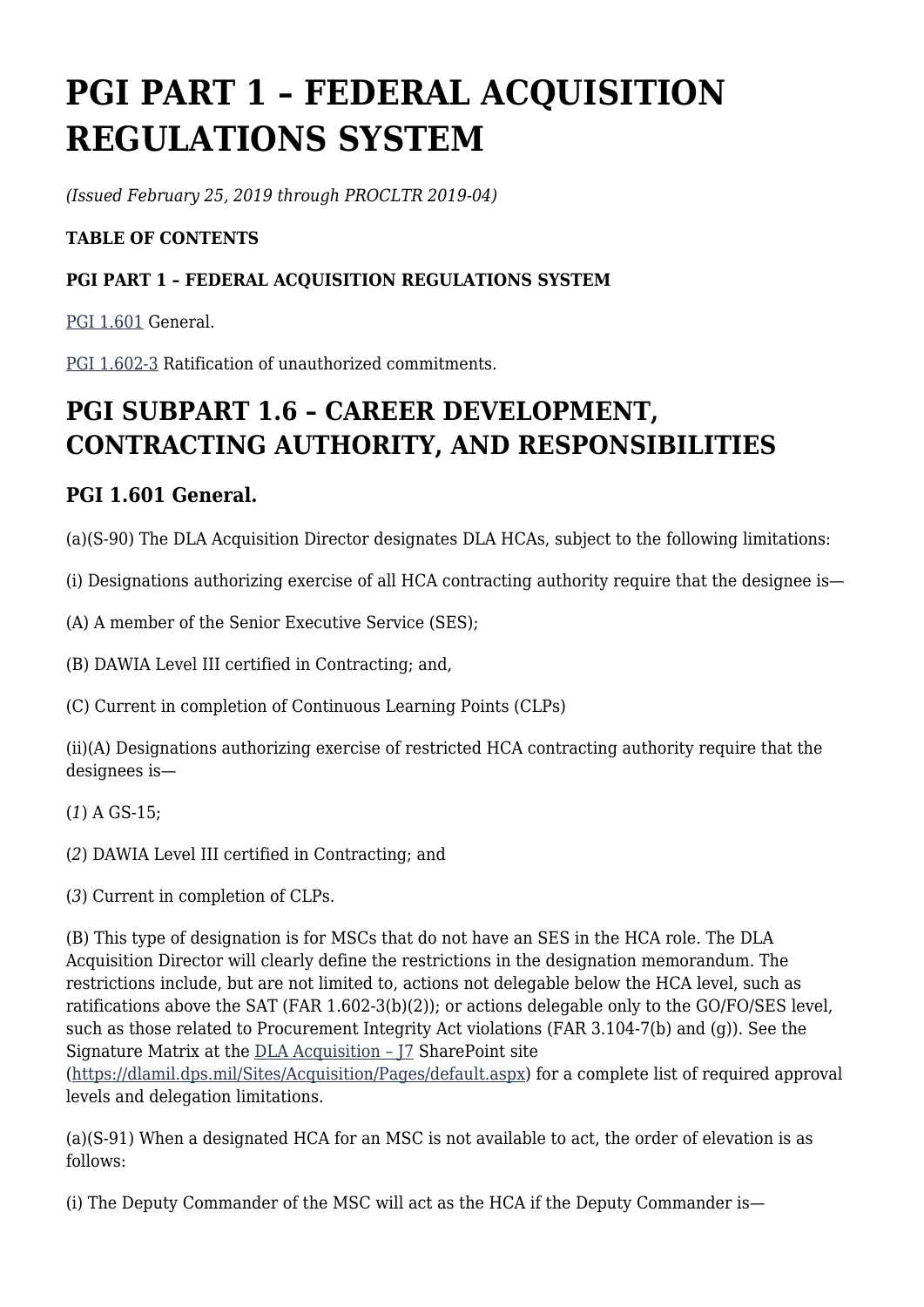# PGI PART 1 – FEDERAL ACQUISITION REGULATIONS SYSTEM

*(Issued February 25, 2019 through PROCLTR 2019-04)*

**TABLE OF CONTENTS**

**PGI PART 1 – FEDERAL ACQUISITION REGULATIONS SYSTEM**

[PGI 1.601](#) General.

[PGI 1.602-3](#) Ratification of unauthorized commitments.

## PGI SUBPART 1.6 – CAREER DEVELOPMENT, CONTRACTING AUTHORITY, AND RESPONSIBILITIES

### PGI 1.601 General.

(a)(S-90) The DLA Acquisition Director designates DLA HCAs, subject to the following limitations:

(i) Designations authorizing exercise of all HCA contracting authority require that the designee is—

(A) A member of the Senior Executive Service (SES);

(B) DAWIA Level III certified in Contracting; and,

(C) Current in completion of Continuous Learning Points (CLPs)

(ii)(A) Designations authorizing exercise of restricted HCA contracting authority require that the designees is—

(*1*) A GS-15;

(*2*) DAWIA Level III certified in Contracting; and

(*3*) Current in completion of CLPs.

(B) This type of designation is for MSCs that do not have an SES in the HCA role. The DLA Acquisition Director will clearly define the restrictions in the designation memorandum. The restrictions include, but are not limited to, actions not delegable below the HCA level, such as ratifications above the SAT (FAR 1.602-3(b)(2)); or actions delegable only to the GO/FO/SES level, such as those related to Procurement Integrity Act violations (FAR 3.104-7(b) and (g)). See the Signature Matrix at the [DLA Acquisition – J7](https://dlamil.dps.mil/Sites/Acquisition/Pages/default.aspx) SharePoint site (https://dlamil.dps.mil/Sites/Acquisition/Pages/default.aspx) for a complete list of required approval levels and delegation limitations.

(a)(S-91) When a designated HCA for an MSC is not available to act, the order of elevation is as follows:

(i) The Deputy Commander of the MSC will act as the HCA if the Deputy Commander is—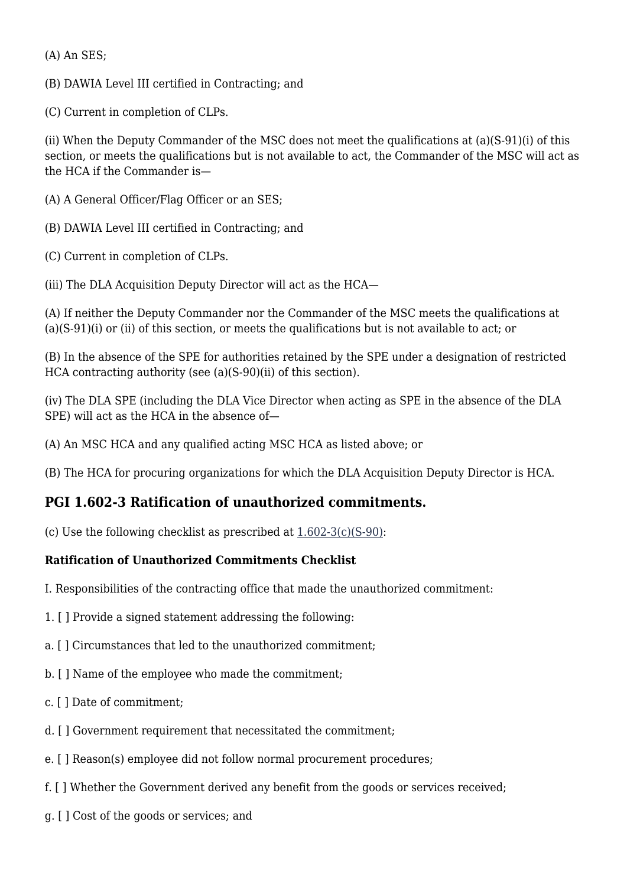(A) An SES;

(B) DAWIA Level III certified in Contracting; and

(C) Current in completion of CLPs.

(ii) When the Deputy Commander of the MSC does not meet the qualifications at (a)(S-91)(i) of this section, or meets the qualifications but is not available to act, the Commander of the MSC will act as the HCA if the Commander is—

(A) A General Officer/Flag Officer or an SES;

(B) DAWIA Level III certified in Contracting; and

(C) Current in completion of CLPs.

(iii) The DLA Acquisition Deputy Director will act as the HCA—

(A) If neither the Deputy Commander nor the Commander of the MSC meets the qualifications at (a)(S-91)(i) or (ii) of this section, or meets the qualifications but is not available to act; or

(B) In the absence of the SPE for authorities retained by the SPE under a designation of restricted HCA contracting authority (see (a)(S-90)(ii) of this section).

(iv) The DLA SPE (including the DLA Vice Director when acting as SPE in the absence of the DLA SPE) will act as the HCA in the absence of—

(A) An MSC HCA and any qualified acting MSC HCA as listed above; or

(B) The HCA for procuring organizations for which the DLA Acquisition Deputy Director is HCA.

## PGI 1.602-3 Ratification of unauthorized commitments.

(c) Use the following checklist as prescribed at 1.602-3(c)(S-90):

**Ratification of Unauthorized Commitments Checklist**

I. Responsibilities of the contracting office that made the unauthorized commitment:

1. [ ] Provide a signed statement addressing the following:

a. [ ] Circumstances that led to the unauthorized commitment;

b. [ ] Name of the employee who made the commitment;

c. [ ] Date of commitment;

d. [ ] Government requirement that necessitated the commitment;

e. [ ] Reason(s) employee did not follow normal procurement procedures;

f. [ ] Whether the Government derived any benefit from the goods or services received;

g. [ ] Cost of the goods or services; and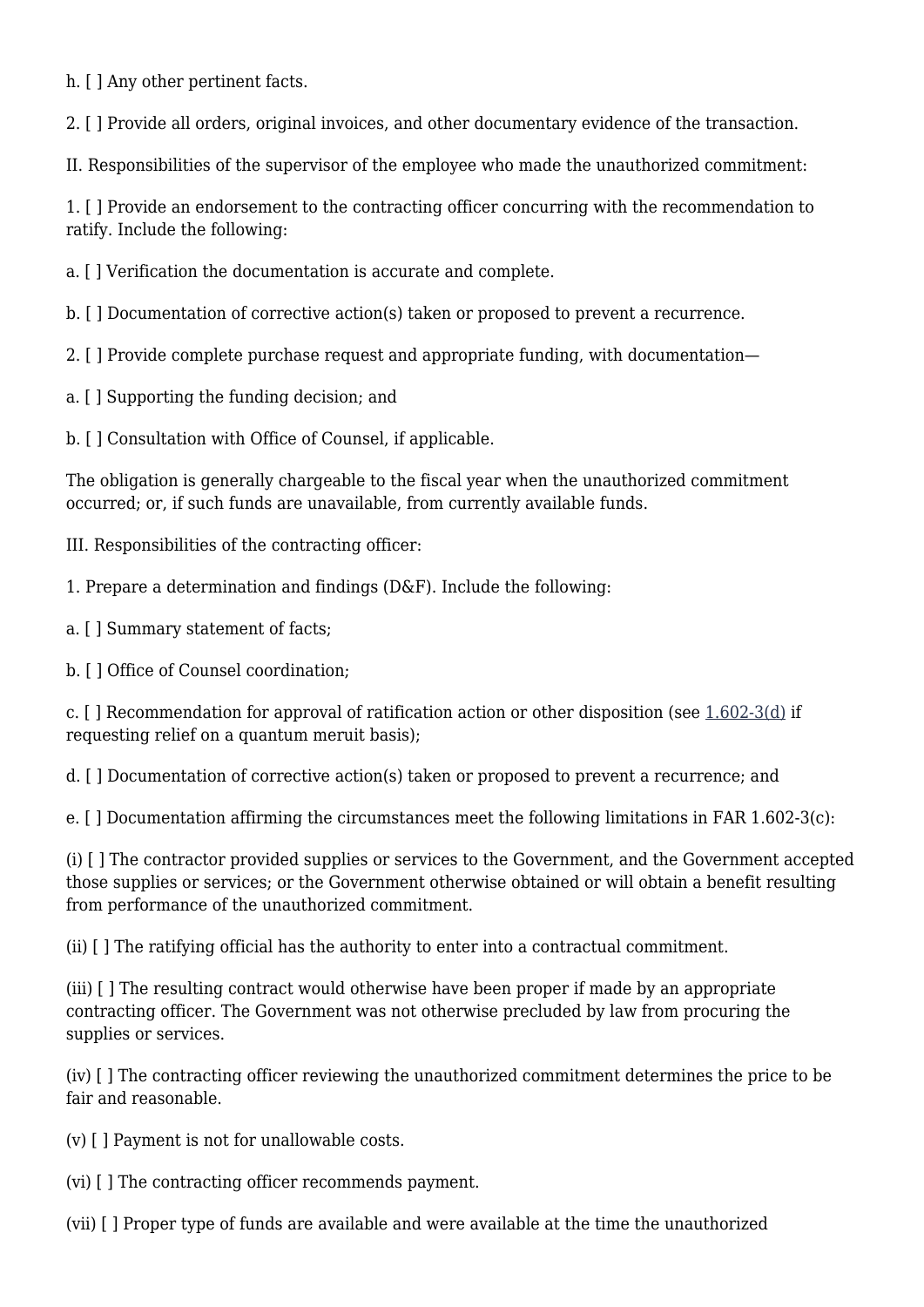h. [ ] Any other pertinent facts.

2. [ ] Provide all orders, original invoices, and other documentary evidence of the transaction.

II. Responsibilities of the supervisor of the employee who made the unauthorized commitment:

1. [ ] Provide an endorsement to the contracting officer concurring with the recommendation to ratify. Include the following:

a. [ ] Verification the documentation is accurate and complete.

b. [ ] Documentation of corrective action(s) taken or proposed to prevent a recurrence.

2. [ ] Provide complete purchase request and appropriate funding, with documentation—

a. [ ] Supporting the funding decision; and

b. [ ] Consultation with Office of Counsel, if applicable.

The obligation is generally chargeable to the fiscal year when the unauthorized commitment occurred; or, if such funds are unavailable, from currently available funds.

III. Responsibilities of the contracting officer:

1. Prepare a determination and findings (D&F). Include the following:

a. [ ] Summary statement of facts;

b. [ ] Office of Counsel coordination;

c. [ ] Recommendation for approval of ratification action or other disposition (see 1.602-3(d) if requesting relief on a quantum meruit basis);

d. [ ] Documentation of corrective action(s) taken or proposed to prevent a recurrence; and

e. [ ] Documentation affirming the circumstances meet the following limitations in FAR 1.602-3(c):

(i) [ ] The contractor provided supplies or services to the Government, and the Government accepted those supplies or services; or the Government otherwise obtained or will obtain a benefit resulting from performance of the unauthorized commitment.

(ii) [ ] The ratifying official has the authority to enter into a contractual commitment.

(iii) [ ] The resulting contract would otherwise have been proper if made by an appropriate contracting officer. The Government was not otherwise precluded by law from procuring the supplies or services.

(iv) [ ] The contracting officer reviewing the unauthorized commitment determines the price to be fair and reasonable.

(v) [ ] Payment is not for unallowable costs.

(vi) [ ] The contracting officer recommends payment.

(vii) [ ] Proper type of funds are available and were available at the time the unauthorized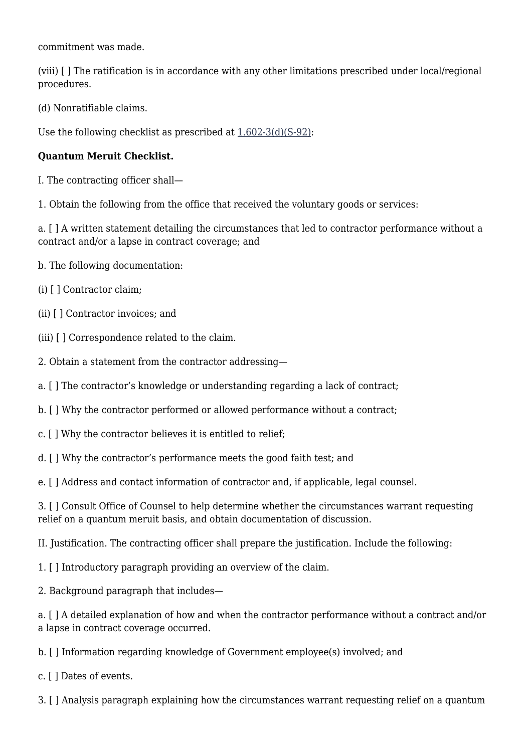commitment was made.

(viii) [ ] The ratification is in accordance with any other limitations prescribed under local/regional procedures.

(d) Nonratifiable claims.

Use the following checklist as prescribed at 1.602-3(d)(S-92):

**Quantum Meruit Checklist.**

I. The contracting officer shall—

1. Obtain the following from the office that received the voluntary goods or services:

a. [ ] A written statement detailing the circumstances that led to contractor performance without a contract and/or a lapse in contract coverage; and

b. The following documentation:

(i) [ ] Contractor claim;

(ii) [ ] Contractor invoices; and

(iii) [ ] Correspondence related to the claim.

2. Obtain a statement from the contractor addressing—

a. [ ] The contractor's knowledge or understanding regarding a lack of contract;

b. [ ] Why the contractor performed or allowed performance without a contract;

c. [ ] Why the contractor believes it is entitled to relief;

d. [ ] Why the contractor's performance meets the good faith test; and

e. [ ] Address and contact information of contractor and, if applicable, legal counsel.

3. [ ] Consult Office of Counsel to help determine whether the circumstances warrant requesting relief on a quantum meruit basis, and obtain documentation of discussion.

II. Justification. The contracting officer shall prepare the justification. Include the following:

1. [ ] Introductory paragraph providing an overview of the claim.

2. Background paragraph that includes—

a. [ ] A detailed explanation of how and when the contractor performance without a contract and/or a lapse in contract coverage occurred.

b. [ ] Information regarding knowledge of Government employee(s) involved; and

c. [ ] Dates of events.

3. [ ] Analysis paragraph explaining how the circumstances warrant requesting relief on a quantum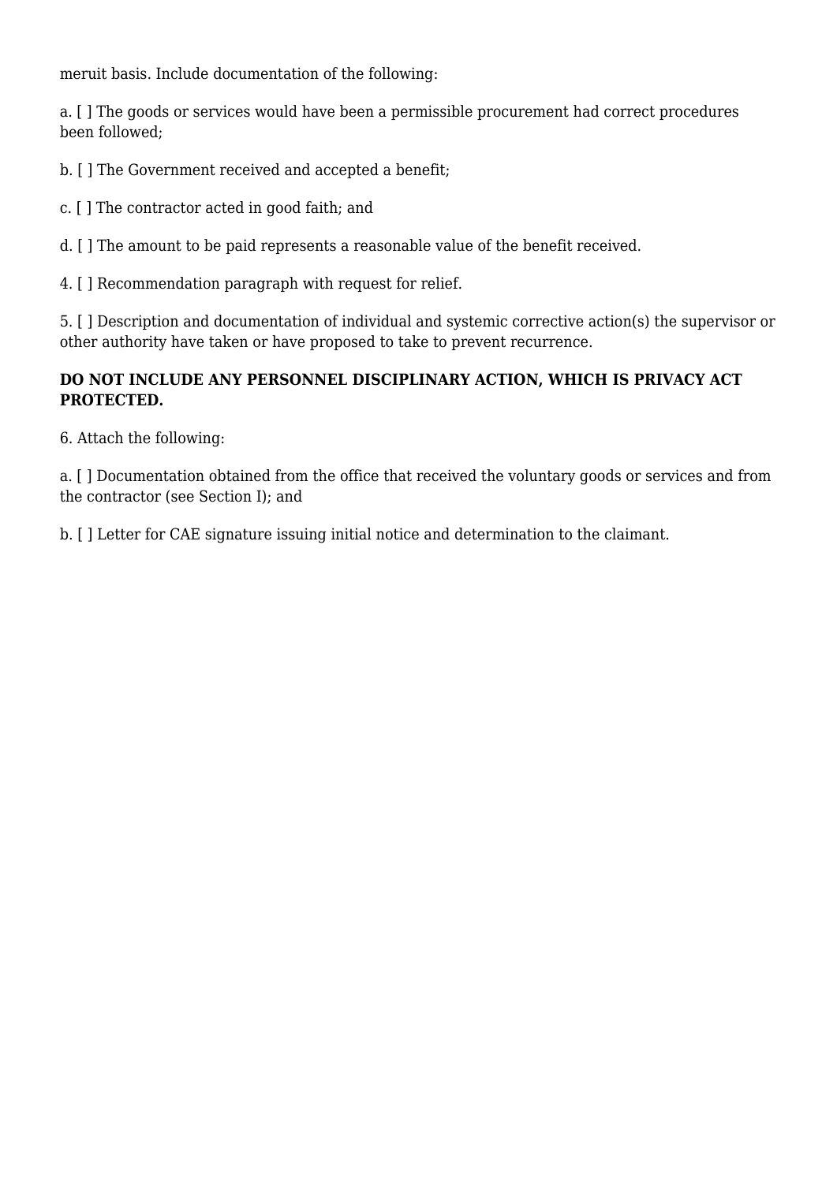meruit basis. Include documentation of the following:

a. [ ] The goods or services would have been a permissible procurement had correct procedures been followed;

b. [ ] The Government received and accepted a benefit;

c. [ ] The contractor acted in good faith; and

d. [ ] The amount to be paid represents a reasonable value of the benefit received.

4. [ ] Recommendation paragraph with request for relief.

5. [ ] Description and documentation of individual and systemic corrective action(s) the supervisor or other authority have taken or have proposed to take to prevent recurrence.

**DO NOT INCLUDE ANY PERSONNEL DISCIPLINARY ACTION, WHICH IS PRIVACY ACT PROTECTED.**

6. Attach the following:

a. [ ] Documentation obtained from the office that received the voluntary goods or services and from the contractor (see Section I); and

b. [ ] Letter for CAE signature issuing initial notice and determination to the claimant.